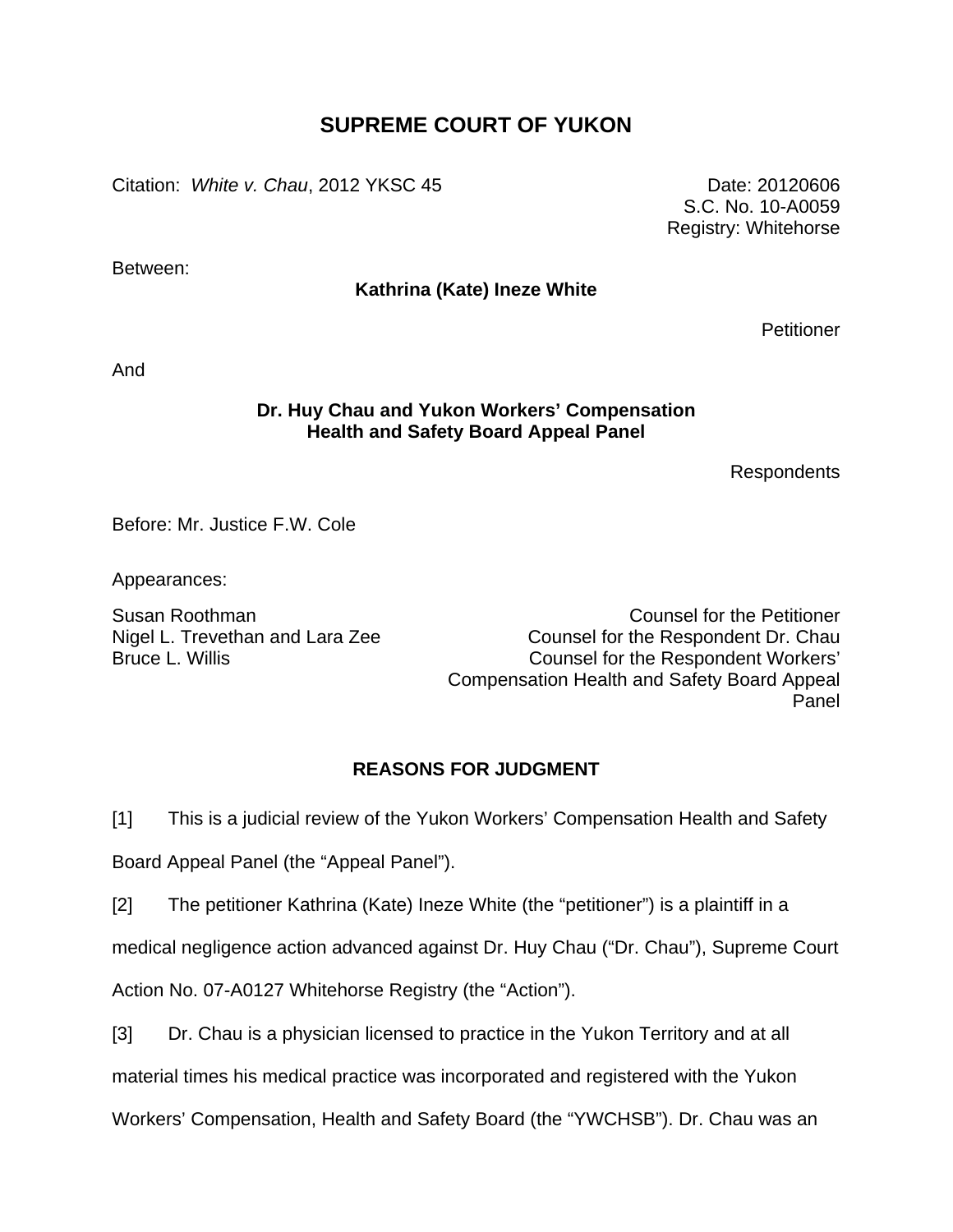# SUPREME COURT OF YUKON

Citation: *White v. Chau*, 2012 YKSC 45

Date: 20120606
S.C. No. 10-A0059
Registry: Whitehorse

Between:

**Kathrina (Kate) Ineze White**

Petitioner

And

**Dr. Huy Chau and Yukon Workers' Compensation Health and Safety Board Appeal Panel**

Respondents

Before: Mr. Justice F.W. Cole

Appearances:

Susan Roothman — Counsel for the Petitioner
Nigel L. Trevethan and Lara Zee — Counsel for the Respondent Dr. Chau
Bruce L. Willis — Counsel for the Respondent Workers' Compensation Health and Safety Board Appeal Panel

## REASONS FOR JUDGMENT

[1] This is a judicial review of the Yukon Workers' Compensation Health and Safety Board Appeal Panel (the "Appeal Panel").

[2] The petitioner Kathrina (Kate) Ineze White (the "petitioner") is a plaintiff in a medical negligence action advanced against Dr. Huy Chau ("Dr. Chau"), Supreme Court Action No. 07-A0127 Whitehorse Registry (the "Action").

[3] Dr. Chau is a physician licensed to practice in the Yukon Territory and at all material times his medical practice was incorporated and registered with the Yukon Workers' Compensation, Health and Safety Board (the "YWCHSB"). Dr. Chau was an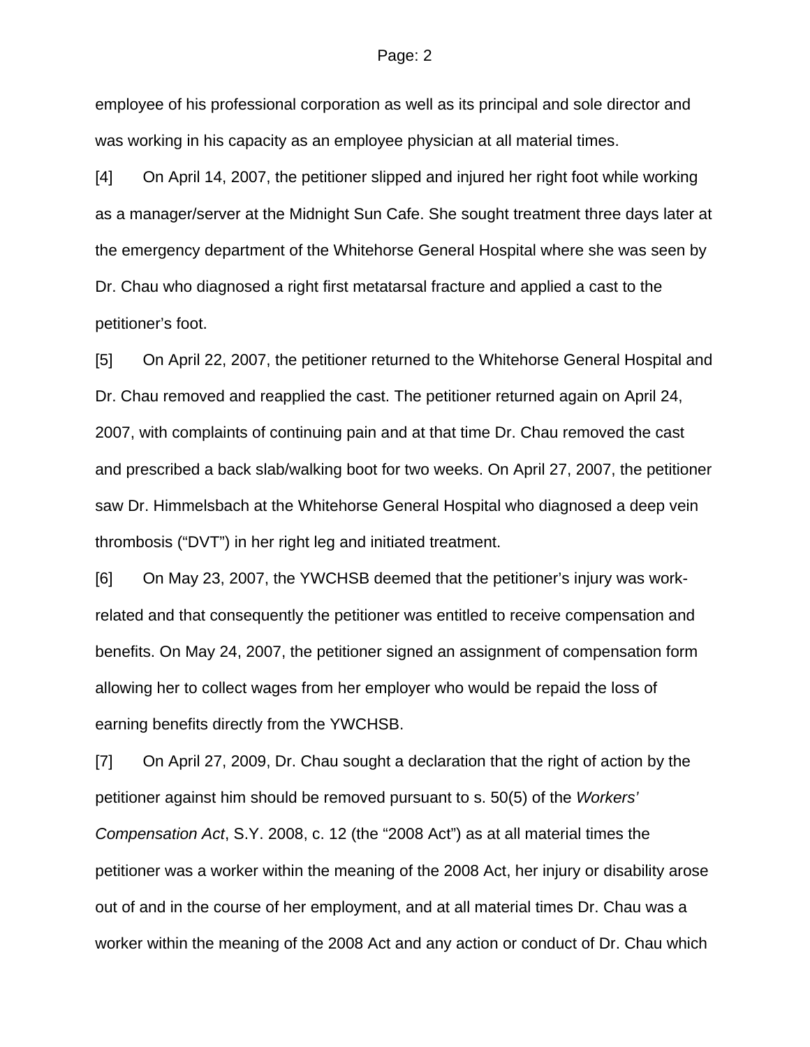employee of his professional corporation as well as its principal and sole director and was working in his capacity as an employee physician at all material times.

[4] On April 14, 2007, the petitioner slipped and injured her right foot while working as a manager/server at the Midnight Sun Cafe. She sought treatment three days later at the emergency department of the Whitehorse General Hospital where she was seen by Dr. Chau who diagnosed a right first metatarsal fracture and applied a cast to the petitioner's foot.

[5] On April 22, 2007, the petitioner returned to the Whitehorse General Hospital and Dr. Chau removed and reapplied the cast. The petitioner returned again on April 24, 2007, with complaints of continuing pain and at that time Dr. Chau removed the cast and prescribed a back slab/walking boot for two weeks. On April 27, 2007, the petitioner saw Dr. Himmelsbach at the Whitehorse General Hospital who diagnosed a deep vein thrombosis ("DVT") in her right leg and initiated treatment.

[6] On May 23, 2007, the YWCHSB deemed that the petitioner's injury was work-related and that consequently the petitioner was entitled to receive compensation and benefits. On May 24, 2007, the petitioner signed an assignment of compensation form allowing her to collect wages from her employer who would be repaid the loss of earning benefits directly from the YWCHSB.

[7] On April 27, 2009, Dr. Chau sought a declaration that the right of action by the petitioner against him should be removed pursuant to s. 50(5) of the *Workers' Compensation Act*, S.Y. 2008, c. 12 (the "2008 Act") as at all material times the petitioner was a worker within the meaning of the 2008 Act, her injury or disability arose out of and in the course of her employment, and at all material times Dr. Chau was a worker within the meaning of the 2008 Act and any action or conduct of Dr. Chau which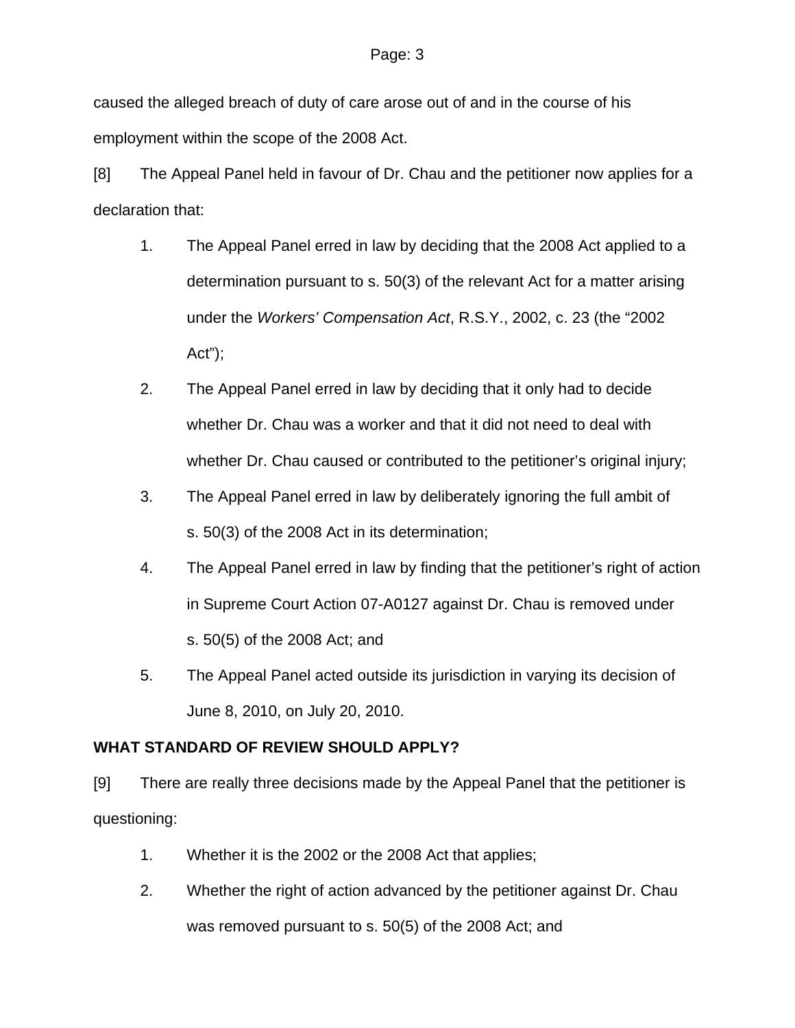caused the alleged breach of duty of care arose out of and in the course of his employment within the scope of the 2008 Act.

[8] The Appeal Panel held in favour of Dr. Chau and the petitioner now applies for a declaration that:

1. The Appeal Panel erred in law by deciding that the 2008 Act applied to a determination pursuant to s. 50(3) of the relevant Act for a matter arising under the *Workers' Compensation Act*, R.S.Y., 2002, c. 23 (the "2002 Act");
2. The Appeal Panel erred in law by deciding that it only had to decide whether Dr. Chau was a worker and that it did not need to deal with whether Dr. Chau caused or contributed to the petitioner's original injury;
3. The Appeal Panel erred in law by deliberately ignoring the full ambit of s. 50(3) of the 2008 Act in its determination;
4. The Appeal Panel erred in law by finding that the petitioner's right of action in Supreme Court Action 07-A0127 against Dr. Chau is removed under s. 50(5) of the 2008 Act; and
5. The Appeal Panel acted outside its jurisdiction in varying its decision of June 8, 2010, on July 20, 2010.

**WHAT STANDARD OF REVIEW SHOULD APPLY?**

[9] There are really three decisions made by the Appeal Panel that the petitioner is questioning:

1. Whether it is the 2002 or the 2008 Act that applies;
2. Whether the right of action advanced by the petitioner against Dr. Chau was removed pursuant to s. 50(5) of the 2008 Act; and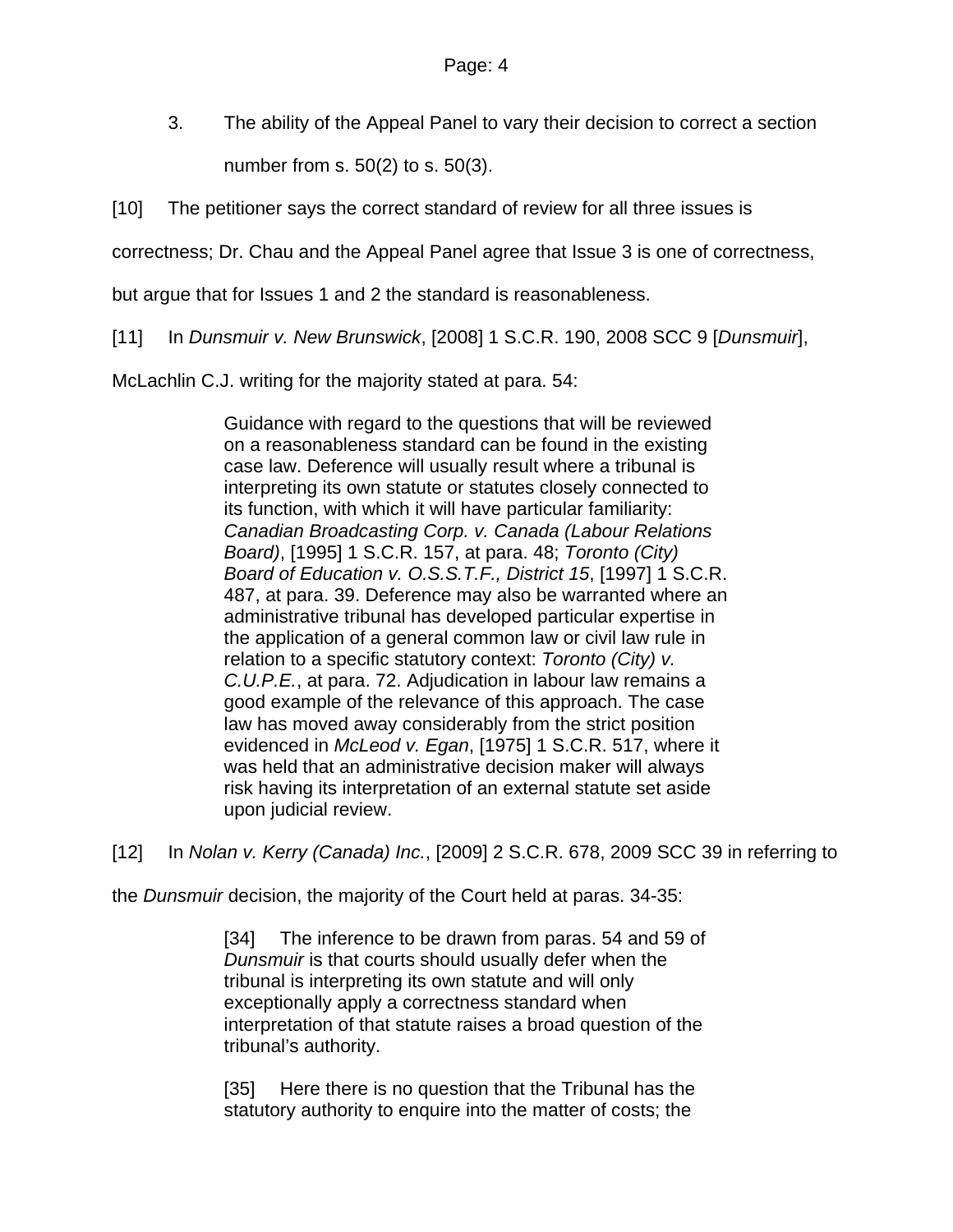3. The ability of the Appeal Panel to vary their decision to correct a section number from s. 50(2) to s. 50(3).

[10] The petitioner says the correct standard of review for all three issues is correctness; Dr. Chau and the Appeal Panel agree that Issue 3 is one of correctness, but argue that for Issues 1 and 2 the standard is reasonableness.

[11] In *Dunsmuir v. New Brunswick*, [2008] 1 S.C.R. 190, 2008 SCC 9 [*Dunsmuir*], McLachlin C.J. writing for the majority stated at para. 54:

> Guidance with regard to the questions that will be reviewed on a reasonableness standard can be found in the existing case law. Deference will usually result where a tribunal is interpreting its own statute or statutes closely connected to its function, with which it will have particular familiarity: *Canadian Broadcasting Corp. v. Canada (Labour Relations Board)*, [1995] 1 S.C.R. 157, at para. 48; *Toronto (City) Board of Education v. O.S.S.T.F., District 15*, [1997] 1 S.C.R. 487, at para. 39. Deference may also be warranted where an administrative tribunal has developed particular expertise in the application of a general common law or civil law rule in relation to a specific statutory context: *Toronto (City) v. C.U.P.E.*, at para. 72. Adjudication in labour law remains a good example of the relevance of this approach. The case law has moved away considerably from the strict position evidenced in *McLeod v. Egan*, [1975] 1 S.C.R. 517, where it was held that an administrative decision maker will always risk having its interpretation of an external statute set aside upon judicial review.

[12] In *Nolan v. Kerry (Canada) Inc.*, [2009] 2 S.C.R. 678, 2009 SCC 39 in referring to the *Dunsmuir* decision, the majority of the Court held at paras. 34-35:

> [34] The inference to be drawn from paras. 54 and 59 of *Dunsmuir* is that courts should usually defer when the tribunal is interpreting its own statute and will only exceptionally apply a correctness standard when interpretation of that statute raises a broad question of the tribunal's authority.
>
> [35] Here there is no question that the Tribunal has the statutory authority to enquire into the matter of costs; the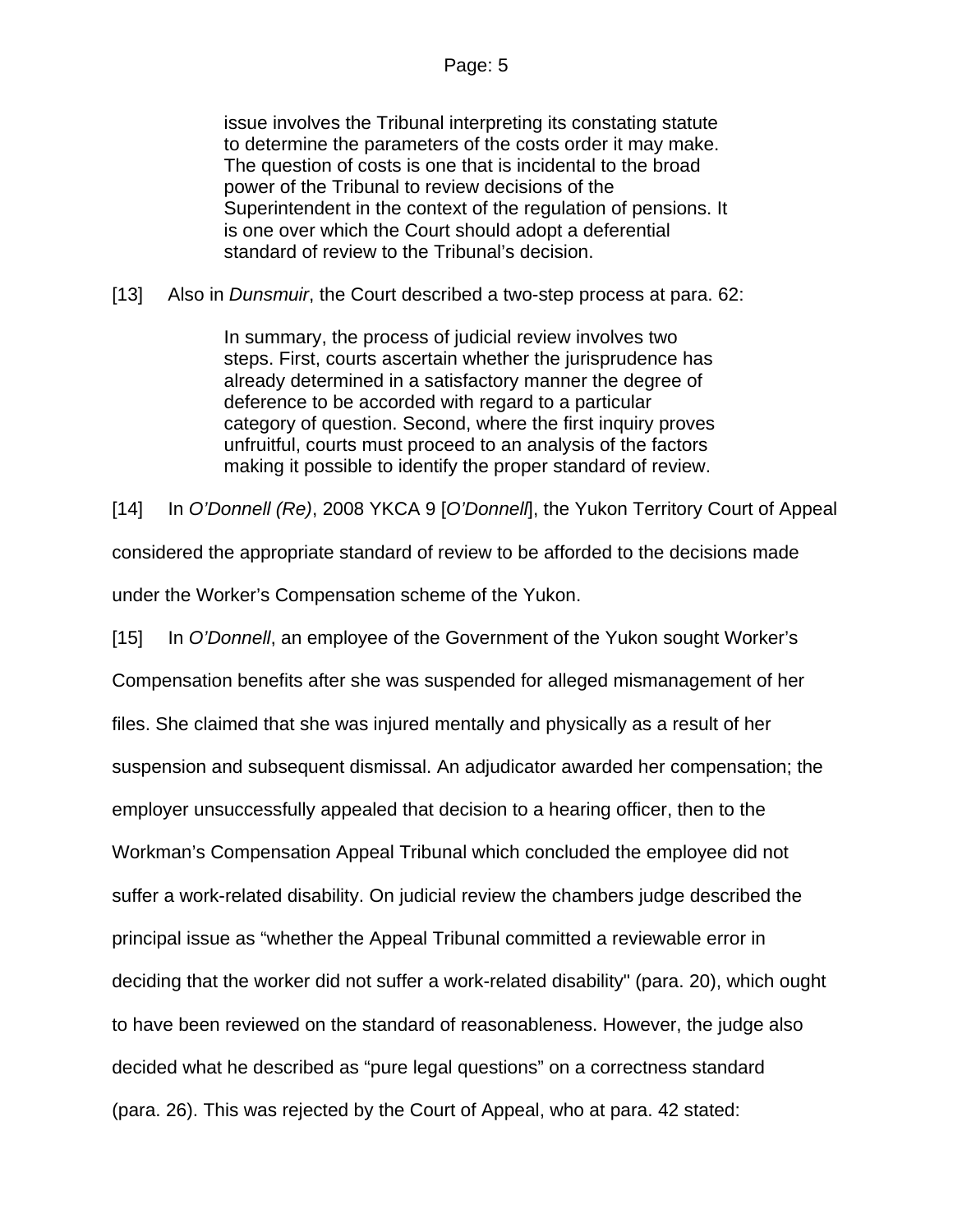> issue involves the Tribunal interpreting its constating statute to determine the parameters of the costs order it may make. The question of costs is one that is incidental to the broad power of the Tribunal to review decisions of the Superintendent in the context of the regulation of pensions. It is one over which the Court should adopt a deferential standard of review to the Tribunal's decision.

[13] Also in *Dunsmuir*, the Court described a two-step process at para. 62:

> In summary, the process of judicial review involves two steps. First, courts ascertain whether the jurisprudence has already determined in a satisfactory manner the degree of deference to be accorded with regard to a particular category of question. Second, where the first inquiry proves unfruitful, courts must proceed to an analysis of the factors making it possible to identify the proper standard of review.

[14] In *O'Donnell (Re)*, 2008 YKCA 9 [*O'Donnell*], the Yukon Territory Court of Appeal considered the appropriate standard of review to be afforded to the decisions made under the Worker's Compensation scheme of the Yukon.

[15] In *O'Donnell*, an employee of the Government of the Yukon sought Worker's Compensation benefits after she was suspended for alleged mismanagement of her files. She claimed that she was injured mentally and physically as a result of her suspension and subsequent dismissal. An adjudicator awarded her compensation; the employer unsuccessfully appealed that decision to a hearing officer, then to the Workman's Compensation Appeal Tribunal which concluded the employee did not suffer a work-related disability. On judicial review the chambers judge described the principal issue as "whether the Appeal Tribunal committed a reviewable error in deciding that the worker did not suffer a work-related disability" (para. 20), which ought to have been reviewed on the standard of reasonableness. However, the judge also decided what he described as "pure legal questions" on a correctness standard (para. 26). This was rejected by the Court of Appeal, who at para. 42 stated: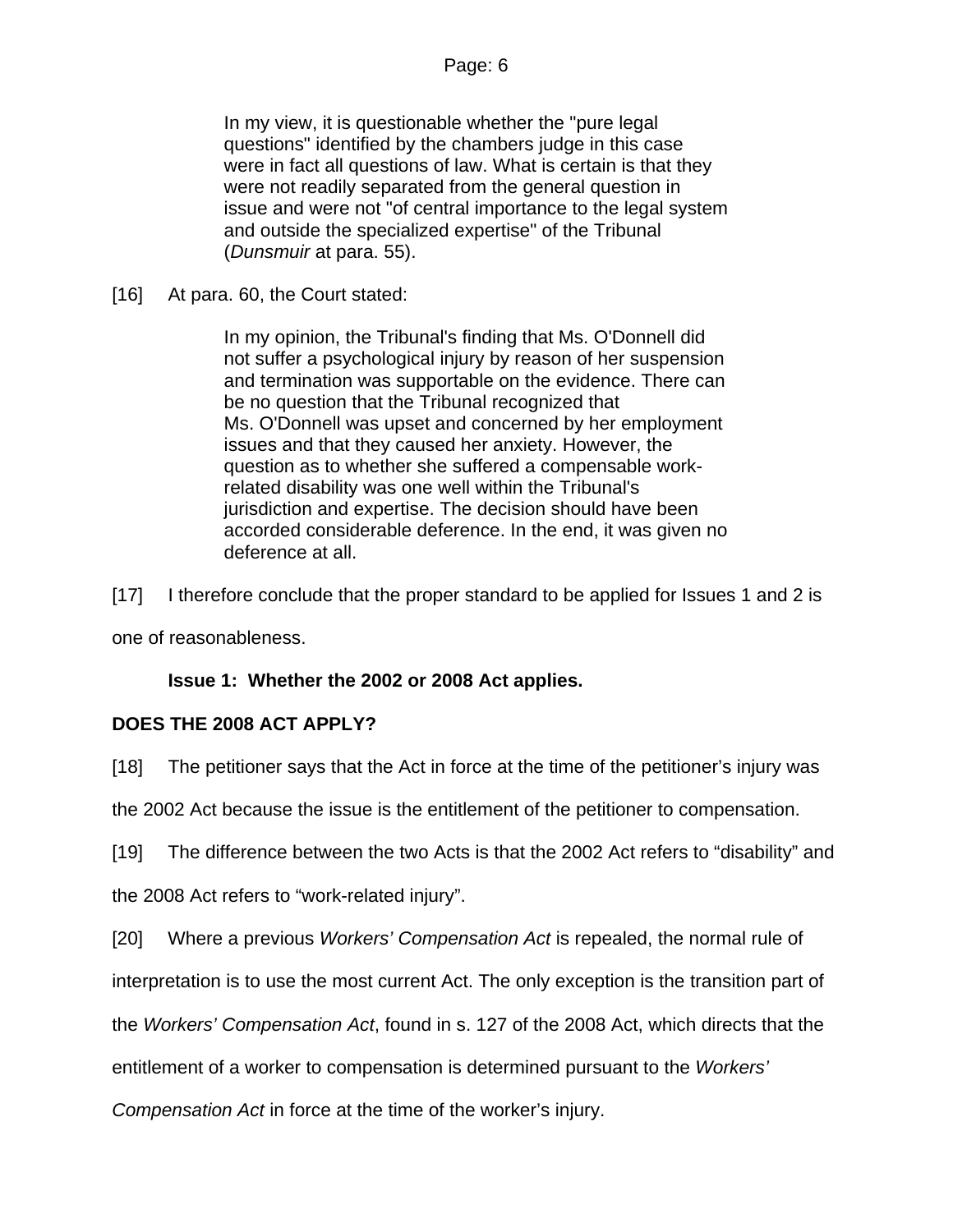> In my view, it is questionable whether the "pure legal questions" identified by the chambers judge in this case were in fact all questions of law. What is certain is that they were not readily separated from the general question in issue and were not "of central importance to the legal system and outside the specialized expertise" of the Tribunal (*Dunsmuir* at para. 55).

[16] At para. 60, the Court stated:

> In my opinion, the Tribunal's finding that Ms. O'Donnell did not suffer a psychological injury by reason of her suspension and termination was supportable on the evidence. There can be no question that the Tribunal recognized that Ms. O'Donnell was upset and concerned by her employment issues and that they caused her anxiety. However, the question as to whether she suffered a compensable work-related disability was one well within the Tribunal's jurisdiction and expertise. The decision should have been accorded considerable deference. In the end, it was given no deference at all.

[17] I therefore conclude that the proper standard to be applied for Issues 1 and 2 is one of reasonableness.

**Issue 1: Whether the 2002 or 2008 Act applies.**

**DOES THE 2008 ACT APPLY?**

[18] The petitioner says that the Act in force at the time of the petitioner's injury was the 2002 Act because the issue is the entitlement of the petitioner to compensation.

[19] The difference between the two Acts is that the 2002 Act refers to "disability" and the 2008 Act refers to "work-related injury".

[20] Where a previous *Workers' Compensation Act* is repealed, the normal rule of interpretation is to use the most current Act. The only exception is the transition part of the *Workers' Compensation Act*, found in s. 127 of the 2008 Act, which directs that the entitlement of a worker to compensation is determined pursuant to the *Workers' Compensation Act* in force at the time of the worker's injury.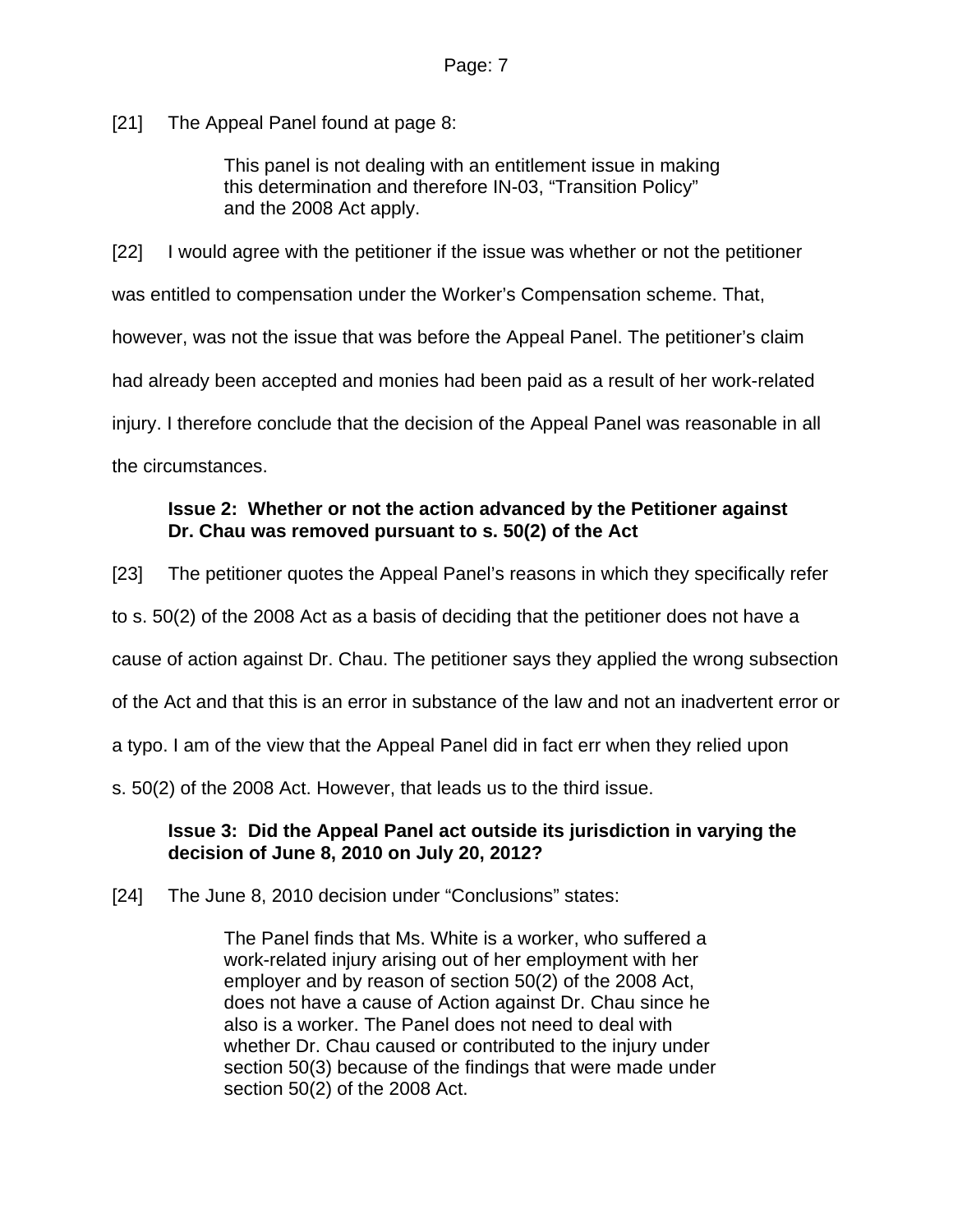[21] The Appeal Panel found at page 8:

> This panel is not dealing with an entitlement issue in making this determination and therefore IN-03, "Transition Policy" and the 2008 Act apply.

[22] I would agree with the petitioner if the issue was whether or not the petitioner was entitled to compensation under the Worker's Compensation scheme. That, however, was not the issue that was before the Appeal Panel. The petitioner's claim had already been accepted and monies had been paid as a result of her work-related injury. I therefore conclude that the decision of the Appeal Panel was reasonable in all the circumstances.

**Issue 2: Whether or not the action advanced by the Petitioner against Dr. Chau was removed pursuant to s. 50(2) of the Act**

[23] The petitioner quotes the Appeal Panel's reasons in which they specifically refer to s. 50(2) of the 2008 Act as a basis of deciding that the petitioner does not have a cause of action against Dr. Chau. The petitioner says they applied the wrong subsection of the Act and that this is an error in substance of the law and not an inadvertent error or a typo. I am of the view that the Appeal Panel did in fact err when they relied upon s. 50(2) of the 2008 Act. However, that leads us to the third issue.

**Issue 3: Did the Appeal Panel act outside its jurisdiction in varying the decision of June 8, 2010 on July 20, 2012?**

[24] The June 8, 2010 decision under "Conclusions" states:

> The Panel finds that Ms. White is a worker, who suffered a work-related injury arising out of her employment with her employer and by reason of section 50(2) of the 2008 Act, does not have a cause of Action against Dr. Chau since he also is a worker. The Panel does not need to deal with whether Dr. Chau caused or contributed to the injury under section 50(3) because of the findings that were made under section 50(2) of the 2008 Act.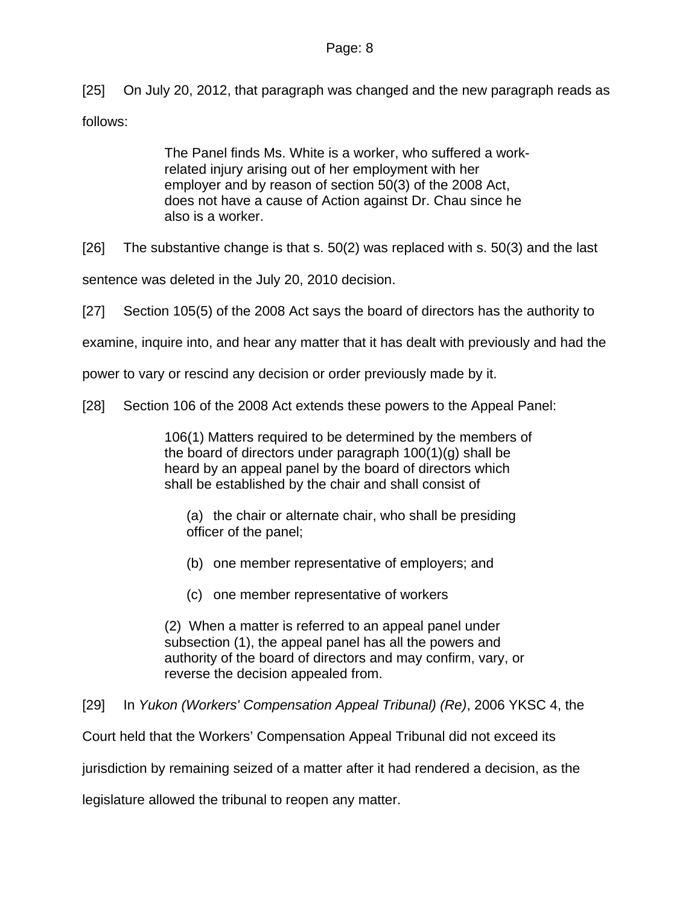[25] On July 20, 2012, that paragraph was changed and the new paragraph reads as follows:

> The Panel finds Ms. White is a worker, who suffered a work-related injury arising out of her employment with her employer and by reason of section 50(3) of the 2008 Act, does not have a cause of Action against Dr. Chau since he also is a worker.

[26] The substantive change is that s. 50(2) was replaced with s. 50(3) and the last sentence was deleted in the July 20, 2010 decision.

[27] Section 105(5) of the 2008 Act says the board of directors has the authority to examine, inquire into, and hear any matter that it has dealt with previously and had the power to vary or rescind any decision or order previously made by it.

[28] Section 106 of the 2008 Act extends these powers to the Appeal Panel:

> 106(1) Matters required to be determined by the members of the board of directors under paragraph 100(1)(g) shall be heard by an appeal panel by the board of directors which shall be established by the chair and shall consist of
>
> (a) the chair or alternate chair, who shall be presiding officer of the panel;
>
> (b) one member representative of employers; and
>
> (c) one member representative of workers
>
> (2) When a matter is referred to an appeal panel under subsection (1), the appeal panel has all the powers and authority of the board of directors and may confirm, vary, or reverse the decision appealed from.

[29] In *Yukon (Workers' Compensation Appeal Tribunal) (Re)*, 2006 YKSC 4, the Court held that the Workers' Compensation Appeal Tribunal did not exceed its jurisdiction by remaining seized of a matter after it had rendered a decision, as the legislature allowed the tribunal to reopen any matter.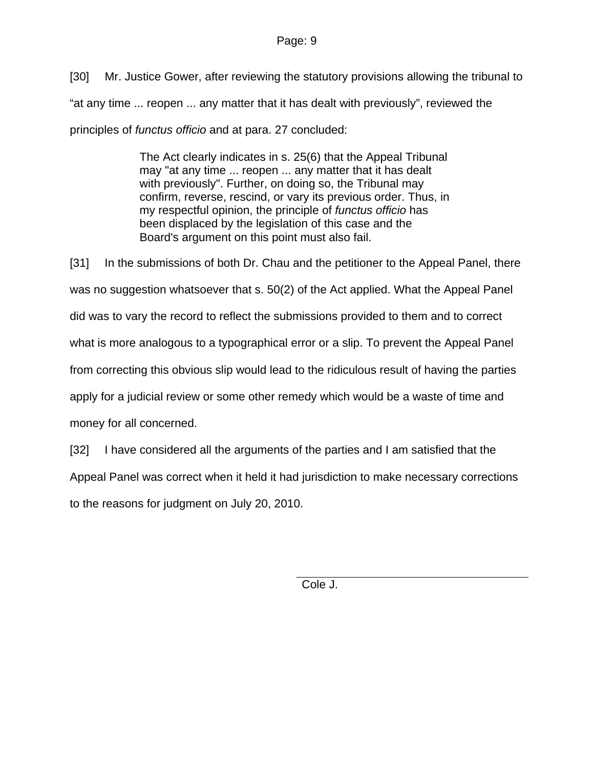[30] Mr. Justice Gower, after reviewing the statutory provisions allowing the tribunal to "at any time ... reopen ... any matter that it has dealt with previously", reviewed the principles of *functus officio* and at para. 27 concluded:

> The Act clearly indicates in s. 25(6) that the Appeal Tribunal may "at any time ... reopen ... any matter that it has dealt with previously". Further, on doing so, the Tribunal may confirm, reverse, rescind, or vary its previous order. Thus, in my respectful opinion, the principle of *functus officio* has been displaced by the legislation of this case and the Board's argument on this point must also fail.

[31] In the submissions of both Dr. Chau and the petitioner to the Appeal Panel, there was no suggestion whatsoever that s. 50(2) of the Act applied. What the Appeal Panel did was to vary the record to reflect the submissions provided to them and to correct what is more analogous to a typographical error or a slip. To prevent the Appeal Panel from correcting this obvious slip would lead to the ridiculous result of having the parties apply for a judicial review or some other remedy which would be a waste of time and money for all concerned.

[32] I have considered all the arguments of the parties and I am satisfied that the Appeal Panel was correct when it held it had jurisdiction to make necessary corrections to the reasons for judgment on July 20, 2010.

Cole J.